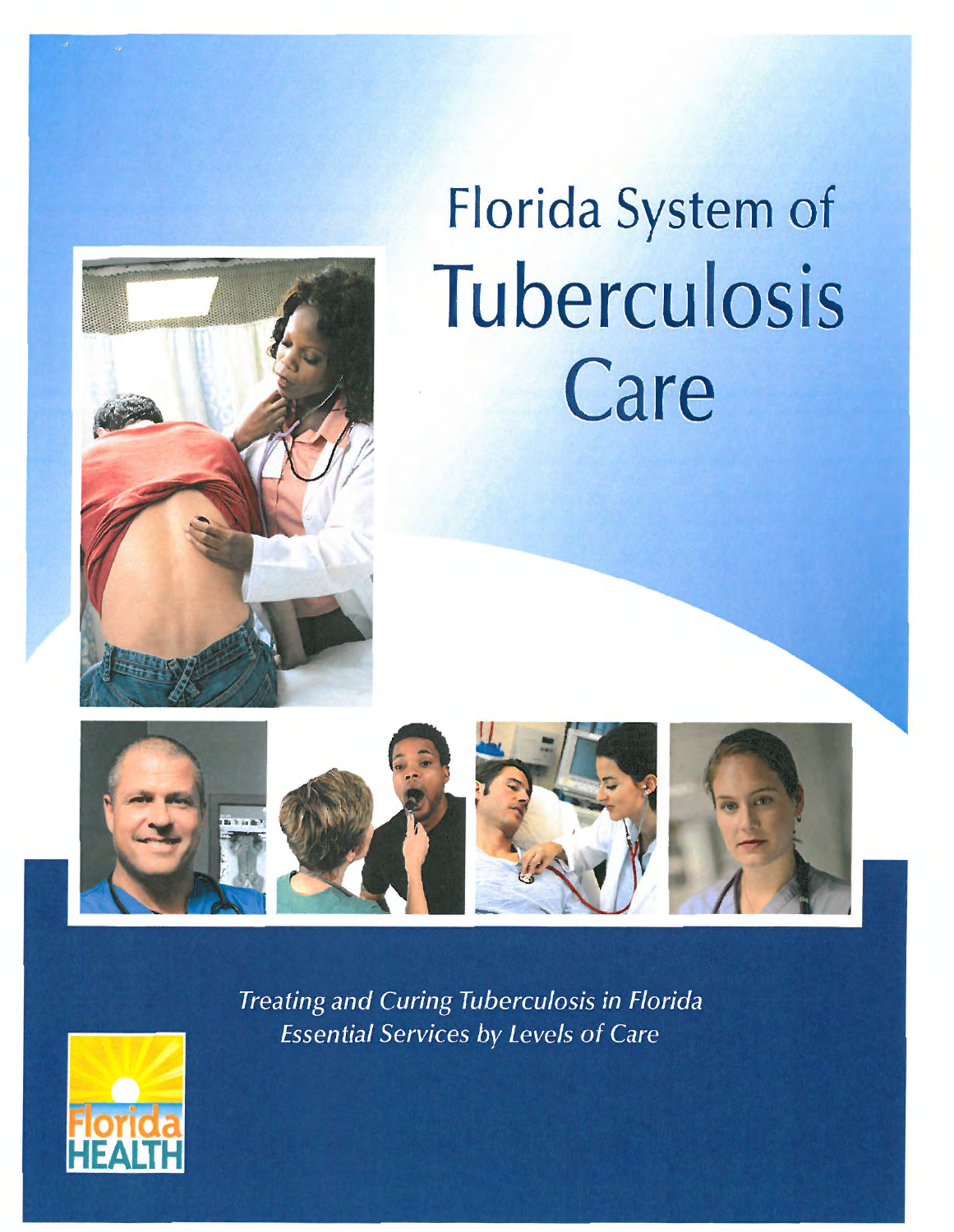# Florida System of Tuberculosis Care

*Treating and Curing Tuberculosis in Florida*
*Essential Services by Levels of Care*

Florida HEALTH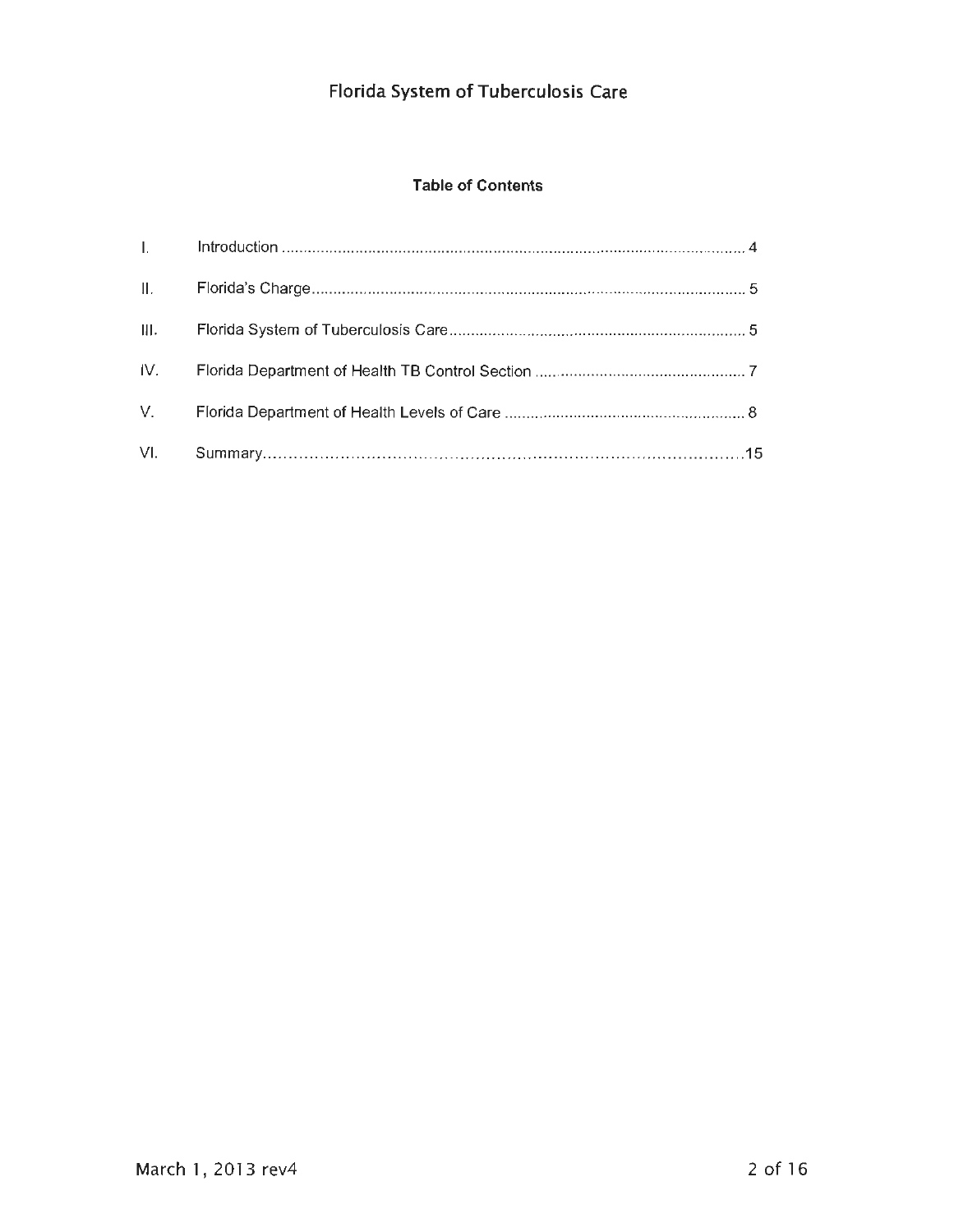# Florida System of Tuberculosis Care

## Table of Contents

| | | |
|---|---|---|
| I. | Introduction | 4 |
| II. | Florida's Charge | 5 |
| III. | Florida System of Tuberculosis Care | 5 |
| IV. | Florida Department of Health TB Control Section | 7 |
| V. | Florida Department of Health Levels of Care | 8 |
| VI. | Summary | 15 |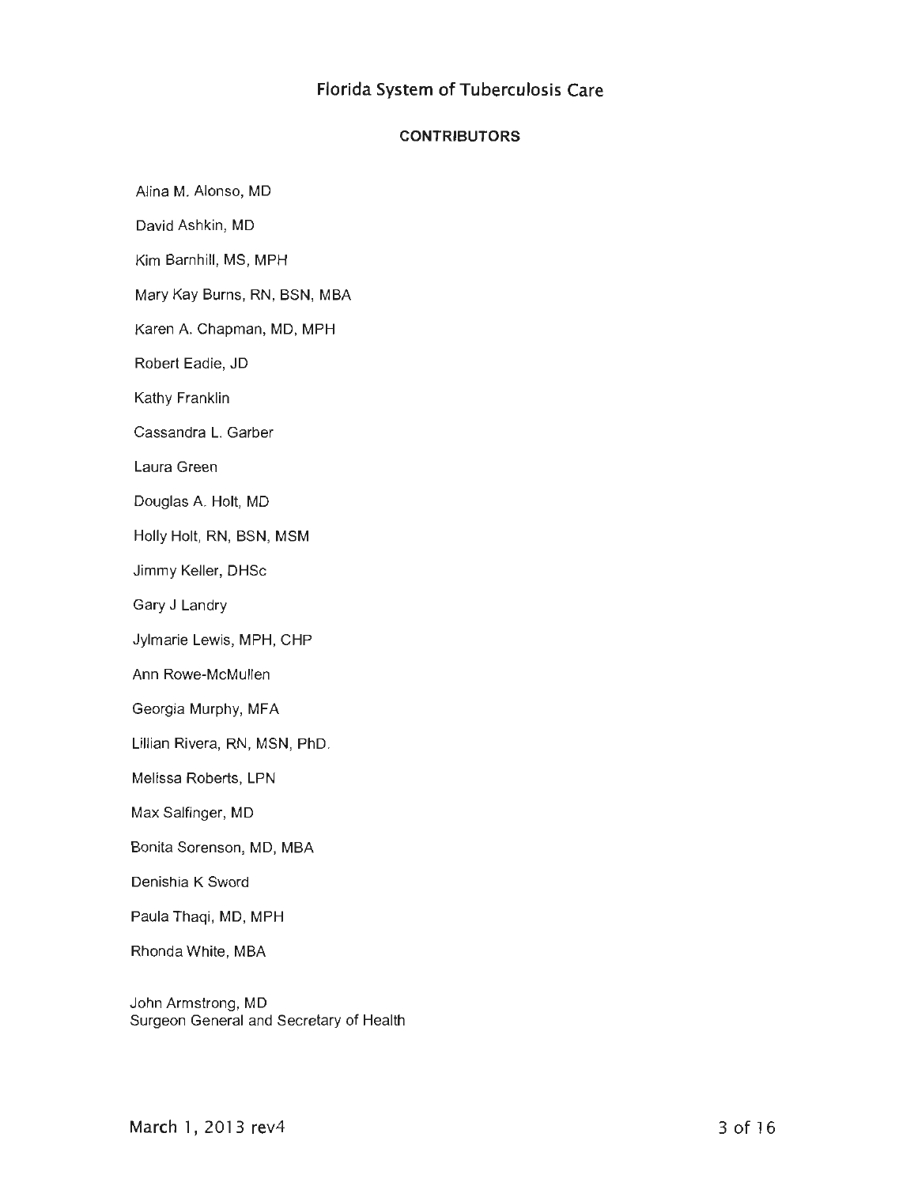# Florida System of Tuberculosis Care

## CONTRIBUTORS

Alina M. Alonso, MD

David Ashkin, MD

Kim Barnhill, MS, MPH

Mary Kay Burns, RN, BSN, MBA

Karen A. Chapman, MD, MPH

Robert Eadie, JD

Kathy Franklin

Cassandra L. Garber

Laura Green

Douglas A. Holt, MD

Holly Holt, RN, BSN, MSM

Jimmy Keller, DHSc

Gary J Landry

Jylmarie Lewis, MPH, CHP

Ann Rowe-McMullen

Georgia Murphy, MFA

Lillian Rivera, RN, MSN, PhD.

Melissa Roberts, LPN

Max Salfinger, MD

Bonita Sorenson, MD, MBA

Denishia K Sword

Paula Thaqi, MD, MPH

Rhonda White, MBA

John Armstrong, MD
Surgeon General and Secretary of Health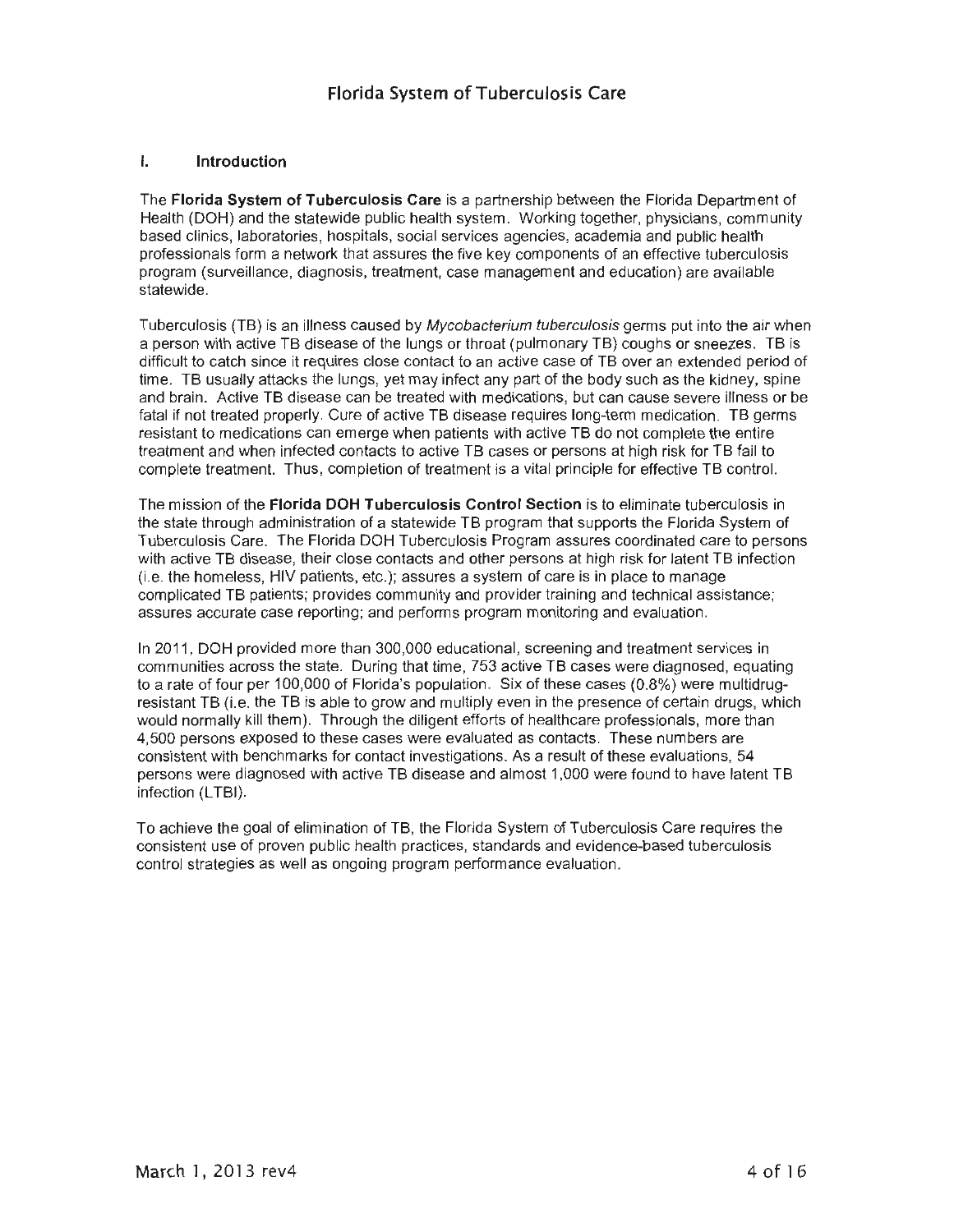# Florida System of Tuberculosis Care

## I. Introduction

The **Florida System of Tuberculosis Care** is a partnership between the Florida Department of Health (DOH) and the statewide public health system. Working together, physicians, community based clinics, laboratories, hospitals, social services agencies, academia and public health professionals form a network that assures the five key components of an effective tuberculosis program (surveillance, diagnosis, treatment, case management and education) are available statewide.

Tuberculosis (TB) is an illness caused by *Mycobacterium tuberculosis* germs put into the air when a person with active TB disease of the lungs or throat (pulmonary TB) coughs or sneezes. TB is difficult to catch since it requires close contact to an active case of TB over an extended period of time. TB usually attacks the lungs, yet may infect any part of the body such as the kidney, spine and brain. Active TB disease can be treated with medications, but can cause severe illness or be fatal if not treated properly. Cure of active TB disease requires long-term medication. TB germs resistant to medications can emerge when patients with active TB do not complete the entire treatment and when infected contacts to active TB cases or persons at high risk for TB fail to complete treatment. Thus, completion of treatment is a vital principle for effective TB control.

The mission of the **Florida DOH Tuberculosis Control Section** is to eliminate tuberculosis in the state through administration of a statewide TB program that supports the Florida System of Tuberculosis Care. The Florida DOH Tuberculosis Program assures coordinated care to persons with active TB disease, their close contacts and other persons at high risk for latent TB infection (i.e. the homeless, HIV patients, etc.); assures a system of care is in place to manage complicated TB patients; provides community and provider training and technical assistance; assures accurate case reporting; and performs program monitoring and evaluation.

In 2011, DOH provided more than 300,000 educational, screening and treatment services in communities across the state. During that time, 753 active TB cases were diagnosed, equating to a rate of four per 100,000 of Florida's population. Six of these cases (0.8%) were multidrug-resistant TB (i.e. the TB is able to grow and multiply even in the presence of certain drugs, which would normally kill them). Through the diligent efforts of healthcare professionals, more than 4,500 persons exposed to these cases were evaluated as contacts. These numbers are consistent with benchmarks for contact investigations. As a result of these evaluations, 54 persons were diagnosed with active TB disease and almost 1,000 were found to have latent TB infection (LTBI).

To achieve the goal of elimination of TB, the Florida System of Tuberculosis Care requires the consistent use of proven public health practices, standards and evidence-based tuberculosis control strategies as well as ongoing program performance evaluation.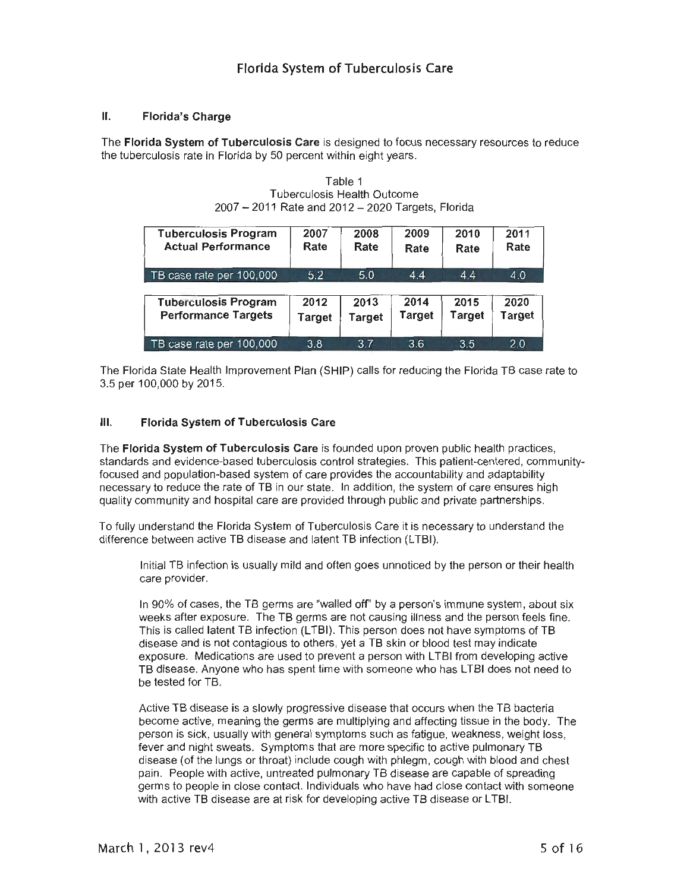# Florida System of Tuberculosis Care

## II. Florida's Charge

The **Florida System of Tuberculosis Care** is designed to focus necessary resources to reduce the tuberculosis rate in Florida by 50 percent within eight years.

Table 1
Tuberculosis Health Outcome
2007 – 2011 Rate and 2012 – 2020 Targets, Florida

| Tuberculosis Program Actual Performance | 2007 Rate | 2008 Rate | 2009 Rate | 2010 Rate | 2011 Rate |
|---|---|---|---|---|---|
| TB case rate per 100,000 | 5.2 | 5.0 | 4.4 | 4.4 | 4.0 |

| Tuberculosis Program Performance Targets | 2012 Target | 2013 Target | 2014 Target | 2015 Target | 2020 Target |
|---|---|---|---|---|---|
| TB case rate per 100,000 | 3.8 | 3.7 | 3.6 | 3.5 | 2.0 |

The Florida State Health Improvement Plan (SHIP) calls for reducing the Florida TB case rate to 3.5 per 100,000 by 2015.

## III. Florida System of Tuberculosis Care

The **Florida System of Tuberculosis Care** is founded upon proven public health practices, standards and evidence-based tuberculosis control strategies. This patient-centered, community-focused and population-based system of care provides the accountability and adaptability necessary to reduce the rate of TB in our state. In addition, the system of care ensures high quality community and hospital care are provided through public and private partnerships.

To fully understand the Florida System of Tuberculosis Care it is necessary to understand the difference between active TB disease and latent TB infection (LTBI).

> Initial TB infection is usually mild and often goes unnoticed by the person or their health care provider.
>
> In 90% of cases, the TB germs are "walled off" by a person's immune system, about six weeks after exposure. The TB germs are not causing illness and the person feels fine. This is called latent TB infection (LTBI). This person does not have symptoms of TB disease and is not contagious to others, yet a TB skin or blood test may indicate exposure. Medications are used to prevent a person with LTBI from developing active TB disease. Anyone who has spent time with someone who has LTBI does not need to be tested for TB.
>
> Active TB disease is a slowly progressive disease that occurs when the TB bacteria become active, meaning the germs are multiplying and affecting tissue in the body. The person is sick, usually with general symptoms such as fatigue, weakness, weight loss, fever and night sweats. Symptoms that are more specific to active pulmonary TB disease (of the lungs or throat) include cough with phlegm, cough with blood and chest pain. People with active, untreated pulmonary TB disease are capable of spreading germs to people in close contact. Individuals who have had close contact with someone with active TB disease are at risk for developing active TB disease or LTBI.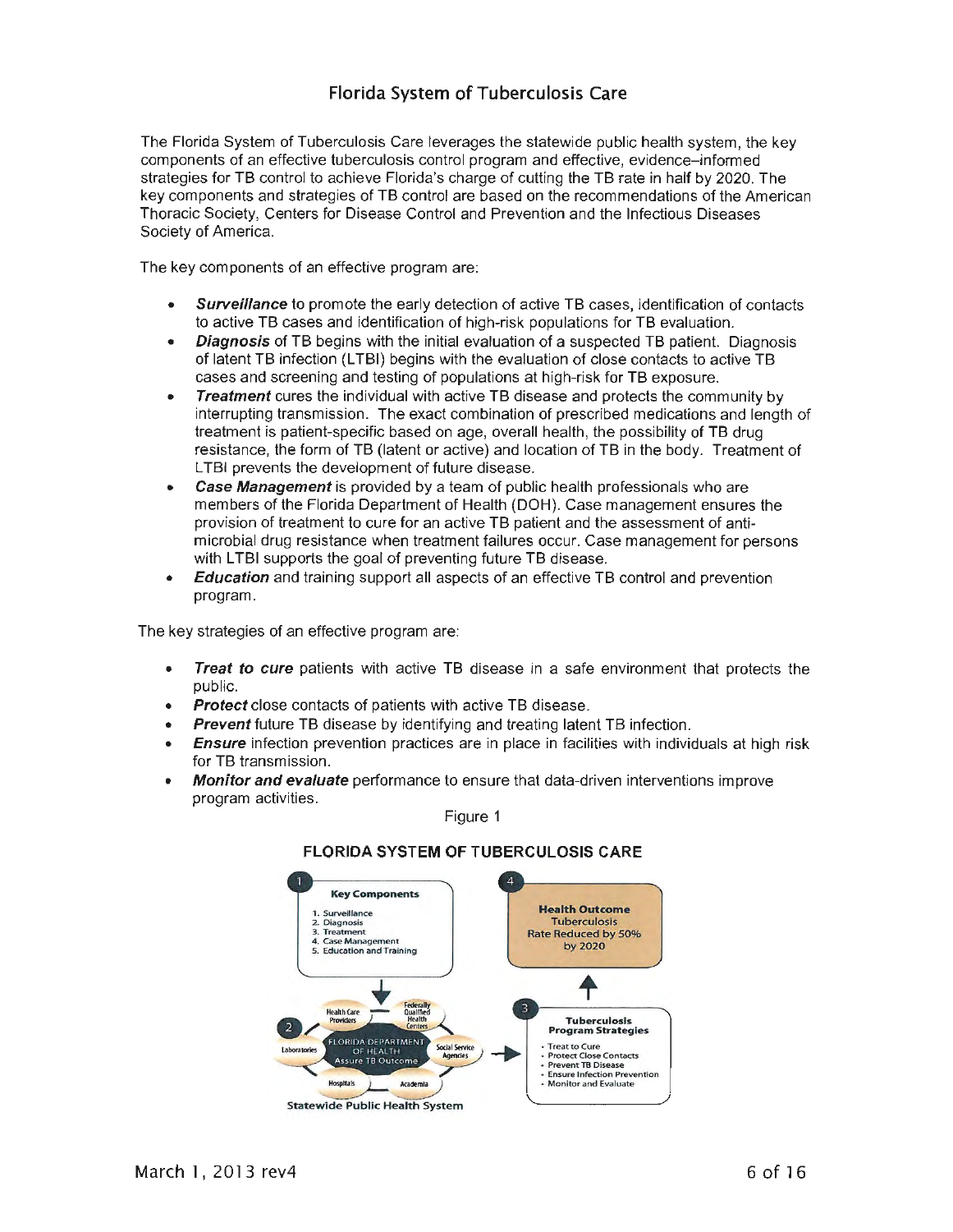# Florida System of Tuberculosis Care

The Florida System of Tuberculosis Care leverages the statewide public health system, the key components of an effective tuberculosis control program and effective, evidence–informed strategies for TB control to achieve Florida's charge of cutting the TB rate in half by 2020. The key components and strategies of TB control are based on the recommendations of the American Thoracic Society, Centers for Disease Control and Prevention and the Infectious Diseases Society of America.

The key components of an effective program are:

- ***Surveillance*** to promote the early detection of active TB cases, identification of contacts to active TB cases and identification of high-risk populations for TB evaluation.
- ***Diagnosis*** of TB begins with the initial evaluation of a suspected TB patient. Diagnosis of latent TB infection (LTBI) begins with the evaluation of close contacts to active TB cases and screening and testing of populations at high-risk for TB exposure.
- ***Treatment*** cures the individual with active TB disease and protects the community by interrupting transmission. The exact combination of prescribed medications and length of treatment is patient-specific based on age, overall health, the possibility of TB drug resistance, the form of TB (latent or active) and location of TB in the body. Treatment of LTBI prevents the development of future disease.
- ***Case Management*** is provided by a team of public health professionals who are members of the Florida Department of Health (DOH). Case management ensures the provision of treatment to cure for an active TB patient and the assessment of anti-microbial drug resistance when treatment failures occur. Case management for persons with LTBI supports the goal of preventing future TB disease.
- ***Education*** and training support all aspects of an effective TB control and prevention program.

The key strategies of an effective program are:

- ***Treat to cure*** patients with active TB disease in a safe environment that protects the public.
- ***Protect*** close contacts of patients with active TB disease.
- ***Prevent*** future TB disease by identifying and treating latent TB infection.
- ***Ensure*** infection prevention practices are in place in facilities with individuals at high risk for TB transmission.
- ***Monitor and evaluate*** performance to ensure that data-driven interventions improve program activities.

Figure 1

**FLORIDA SYSTEM OF TUBERCULOSIS CARE**

1 **Key Components**
1. Surveillance
2. Diagnosis
3. Treatment
4. Case Management
5. Education and Training

2 **Statewide Public Health System**: Florida Department of Health – Assure TB Outcome; Health Care Providers; Federally Qualified Health Centers; Social Service Agencies; Academia; Hospitals; Laboratories

3 **Tuberculosis Program Strategies**
- Treat to Cure
- Protect Close Contacts
- Prevent TB Disease
- Ensure Infection Prevention
- Monitor and Evaluate

4 **Health Outcome**: Tuberculosis Rate Reduced by 50% by 2020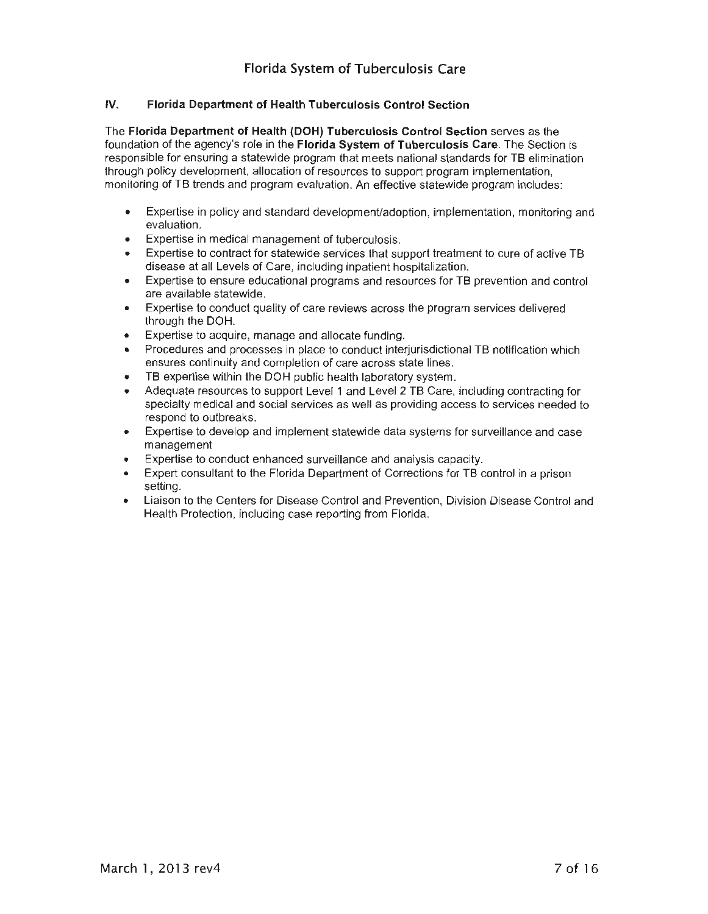## IV. Florida Department of Health Tuberculosis Control Section

The **Florida Department of Health (DOH) Tuberculosis Control Section** serves as the foundation of the agency's role in the **Florida System of Tuberculosis Care**. The Section is responsible for ensuring a statewide program that meets national standards for TB elimination through policy development, allocation of resources to support program implementation, monitoring of TB trends and program evaluation. An effective statewide program includes:

- Expertise in policy and standard development/adoption, implementation, monitoring and evaluation.
- Expertise in medical management of tuberculosis.
- Expertise to contract for statewide services that support treatment to cure of active TB disease at all Levels of Care, including inpatient hospitalization.
- Expertise to ensure educational programs and resources for TB prevention and control are available statewide.
- Expertise to conduct quality of care reviews across the program services delivered through the DOH.
- Expertise to acquire, manage and allocate funding.
- Procedures and processes in place to conduct interjurisdictional TB notification which ensures continuity and completion of care across state lines.
- TB expertise within the DOH public health laboratory system.
- Adequate resources to support Level 1 and Level 2 TB Care, including contracting for specialty medical and social services as well as providing access to services needed to respond to outbreaks.
- Expertise to develop and implement statewide data systems for surveillance and case management
- Expertise to conduct enhanced surveillance and analysis capacity.
- Expert consultant to the Florida Department of Corrections for TB control in a prison setting.
- Liaison to the Centers for Disease Control and Prevention, Division Disease Control and Health Protection, including case reporting from Florida.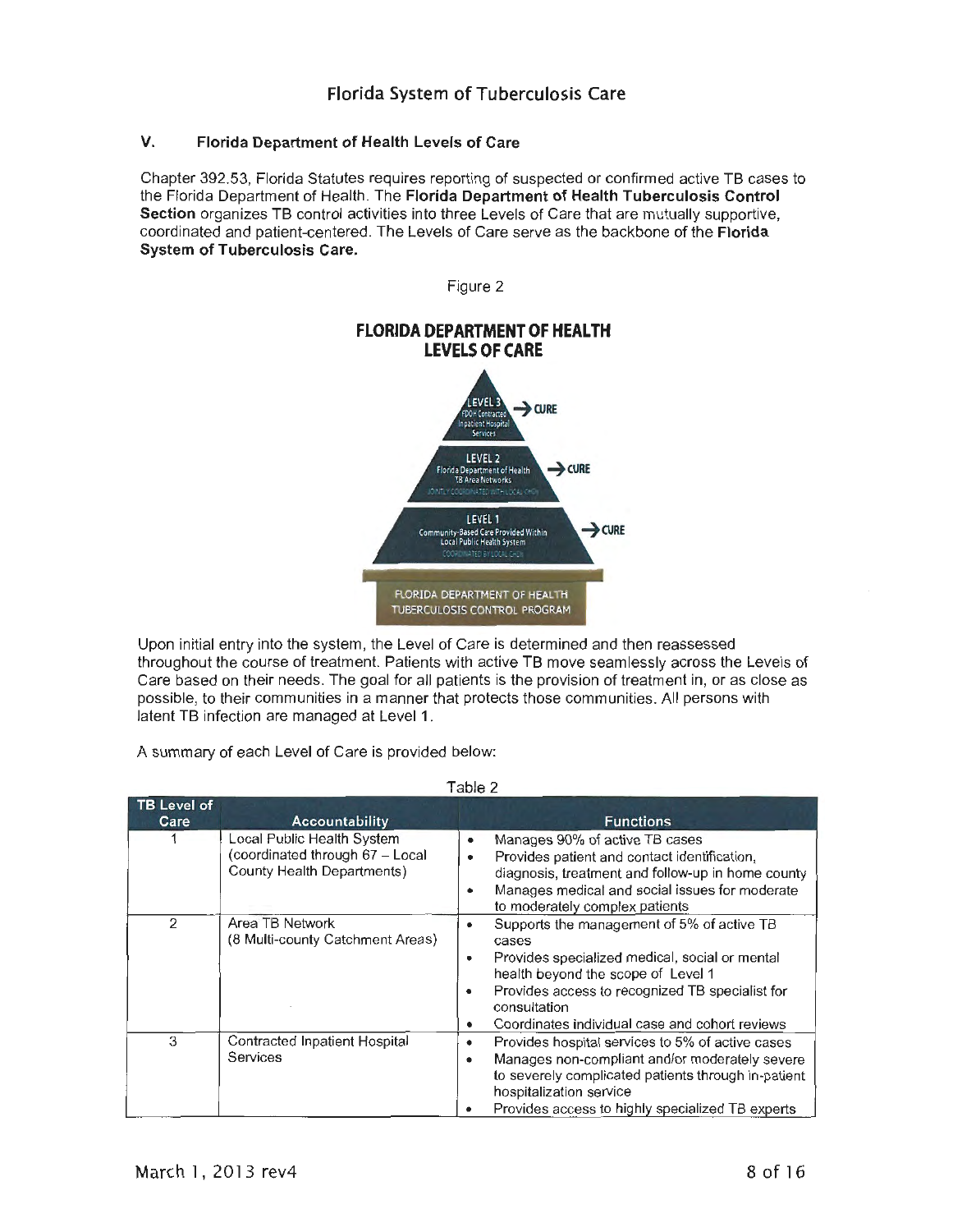## Florida System of Tuberculosis Care

### V. Florida Department of Health Levels of Care

Chapter 392.53, Florida Statutes requires reporting of suspected or confirmed active TB cases to the Florida Department of Health. The **Florida Department of Health Tuberculosis Control Section** organizes TB control activities into three Levels of Care that are mutually supportive, coordinated and patient-centered. The Levels of Care serve as the backbone of the **Florida System of Tuberculosis Care.**

Figure 2

**FLORIDA DEPARTMENT OF HEALTH LEVELS OF CARE**

LEVEL 3 – FDOH Contracted Inpatient Hospital Services → CURE

LEVEL 2 – Florida Department of Health TB Area Networks (JOINTLY COORDINATED WITH LOCAL CHD) → CURE

LEVEL 1 – Community-Based Care Provided Within Local Public Health System (COORDINATED BY LOCAL CHD) → CURE

FLORIDA DEPARTMENT OF HEALTH TUBERCULOSIS CONTROL PROGRAM

Upon initial entry into the system, the Level of Care is determined and then reassessed throughout the course of treatment. Patients with active TB move seamlessly across the Levels of Care based on their needs. The goal for all patients is the provision of treatment in, or as close as possible, to their communities in a manner that protects those communities. All persons with latent TB infection are managed at Level 1.

A summary of each Level of Care is provided below:

Table 2

| TB Level of Care | Accountability | Functions |
|---|---|---|
| 1 | Local Public Health System (coordinated through 67 – Local County Health Departments) | • Manages 90% of active TB cases<br>• Provides patient and contact identification, diagnosis, treatment and follow-up in home county<br>• Manages medical and social issues for moderate to moderately complex patients |
| 2 | Area TB Network (8 Multi-county Catchment Areas) | • Supports the management of 5% of active TB cases<br>• Provides specialized medical, social or mental health beyond the scope of Level 1<br>• Provides access to recognized TB specialist for consultation<br>• Coordinates individual case and cohort reviews |
| 3 | Contracted Inpatient Hospital Services | • Provides hospital services to 5% of active cases<br>• Manages non-compliant and/or moderately severe to severely complicated patients through in-patient hospitalization service<br>• Provides access to highly specialized TB experts |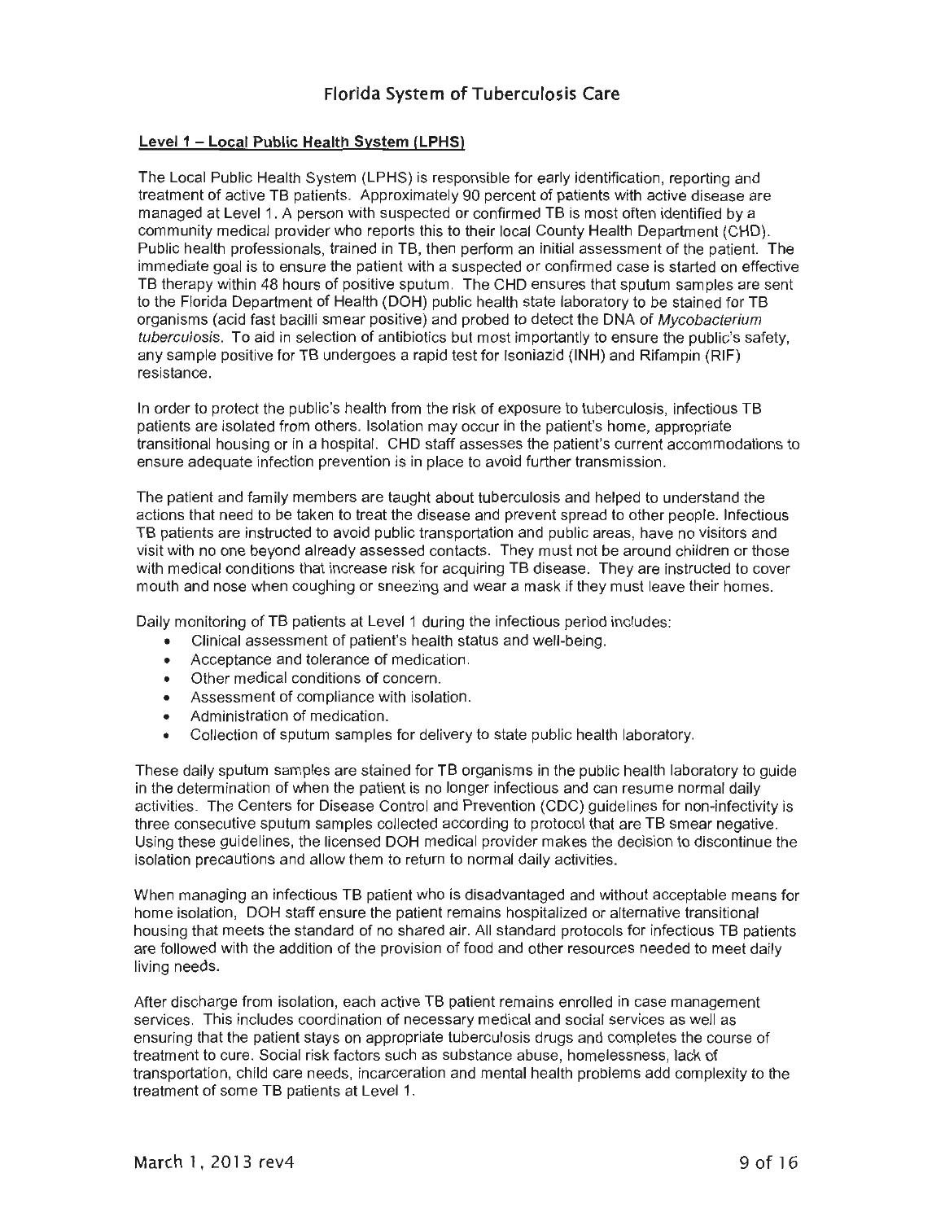# Florida System of Tuberculosis Care

## Level 1 – Local Public Health System (LPHS)

The Local Public Health System (LPHS) is responsible for early identification, reporting and treatment of active TB patients. Approximately 90 percent of patients with active disease are managed at Level 1. A person with suspected or confirmed TB is most often identified by a community medical provider who reports this to their local County Health Department (CHD). Public health professionals, trained in TB, then perform an initial assessment of the patient. The immediate goal is to ensure the patient with a suspected or confirmed case is started on effective TB therapy within 48 hours of positive sputum. The CHD ensures that sputum samples are sent to the Florida Department of Health (DOH) public health state laboratory to be stained for TB organisms (acid fast bacilli smear positive) and probed to detect the DNA of *Mycobacterium tuberculosis*. To aid in selection of antibiotics but most importantly to ensure the public's safety, any sample positive for TB undergoes a rapid test for Isoniazid (INH) and Rifampin (RIF) resistance.

In order to protect the public's health from the risk of exposure to tuberculosis, infectious TB patients are isolated from others. Isolation may occur in the patient's home, appropriate transitional housing or in a hospital. CHD staff assesses the patient's current accommodations to ensure adequate infection prevention is in place to avoid further transmission.

The patient and family members are taught about tuberculosis and helped to understand the actions that need to be taken to treat the disease and prevent spread to other people. Infectious TB patients are instructed to avoid public transportation and public areas, have no visitors and visit with no one beyond already assessed contacts. They must not be around children or those with medical conditions that increase risk for acquiring TB disease. They are instructed to cover mouth and nose when coughing or sneezing and wear a mask if they must leave their homes.

Daily monitoring of TB patients at Level 1 during the infectious period includes:

- Clinical assessment of patient's health status and well-being.
- Acceptance and tolerance of medication.
- Other medical conditions of concern.
- Assessment of compliance with isolation.
- Administration of medication.
- Collection of sputum samples for delivery to state public health laboratory.

These daily sputum samples are stained for TB organisms in the public health laboratory to guide in the determination of when the patient is no longer infectious and can resume normal daily activities. The Centers for Disease Control and Prevention (CDC) guidelines for non-infectivity is three consecutive sputum samples collected according to protocol that are TB smear negative. Using these guidelines, the licensed DOH medical provider makes the decision to discontinue the isolation precautions and allow them to return to normal daily activities.

When managing an infectious TB patient who is disadvantaged and without acceptable means for home isolation, DOH staff ensure the patient remains hospitalized or alternative transitional housing that meets the standard of no shared air. All standard protocols for infectious TB patients are followed with the addition of the provision of food and other resources needed to meet daily living needs.

After discharge from isolation, each active TB patient remains enrolled in case management services. This includes coordination of necessary medical and social services as well as ensuring that the patient stays on appropriate tuberculosis drugs and completes the course of treatment to cure. Social risk factors such as substance abuse, homelessness, lack of transportation, child care needs, incarceration and mental health problems add complexity to the treatment of some TB patients at Level 1.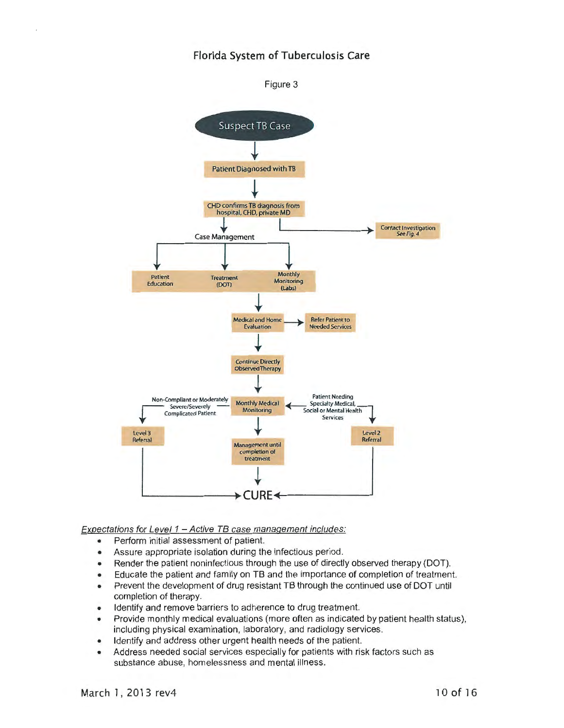# Florida System of Tuberculosis Care

Figure 3

Suspect TB Case

Patient Diagnosed with TB

CHD confirms TB diagnosis from hospital, CHD, private MD

Contact Investigation *See Fig. 4*

Case Management

Patient Education

Treatment (DOT)

Monthly Monitoring (Labs)

Medical and Home Evaluation

Refer Patient to Needed Services

Continue Directly Observed Therapy

Non-Compliant or Moderately Severe/Severely Complicated Patient

Monthly Medical Monitoring

Patient Needing Specialty Medical, Social or Mental Health Services

Level 3 Referral

Management until completion of treatment

Level 2 Referral

CURE

*Expectations for Level 1 – Active TB case management includes:*

- Perform initial assessment of patient.
- Assure appropriate isolation during the infectious period.
- Render the patient noninfectious through the use of directly observed therapy (DOT).
- Educate the patient and family on TB and the importance of completion of treatment.
- Prevent the development of drug resistant TB through the continued use of DOT until completion of therapy.
- Identify and remove barriers to adherence to drug treatment.
- Provide monthly medical evaluations (more often as indicated by patient health status), including physical examination, laboratory, and radiology services.
- Identify and address other urgent health needs of the patient.
- Address needed social services especially for patients with risk factors such as substance abuse, homelessness and mental illness.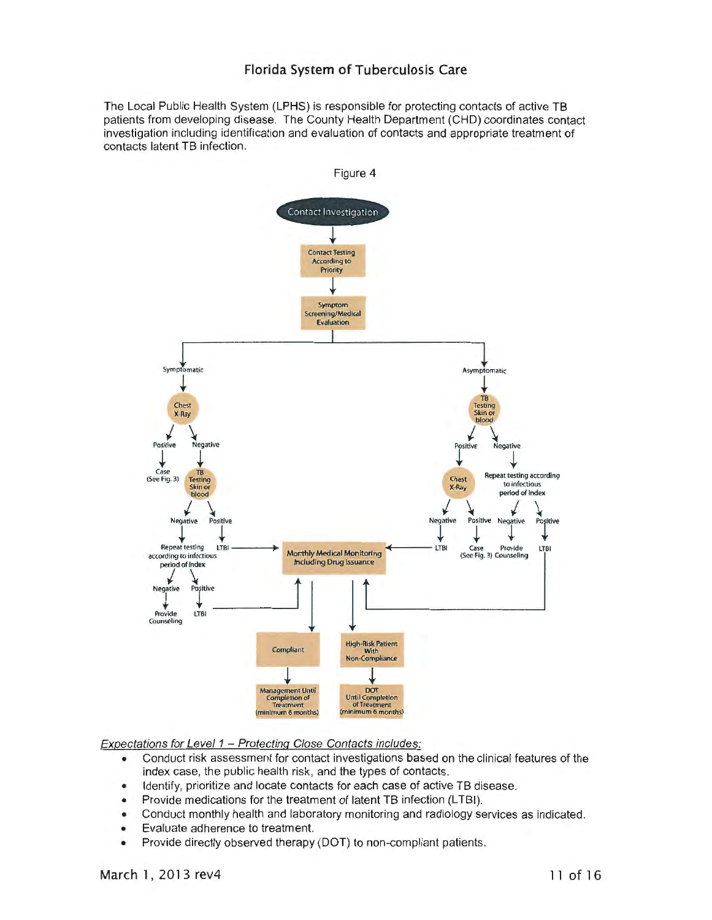## Florida System of Tuberculosis Care

The Local Public Health System (LPHS) is responsible for protecting contacts of active TB patients from developing disease. The County Health Department (CHD) coordinates contact investigation including identification and evaluation of contacts and appropriate treatment of contacts latent TB infection.

Figure 4

*Expectations for Level 1 – Protecting Close Contacts includes:*

- Conduct risk assessment for contact investigations based on the clinical features of the index case, the public health risk, and the types of contacts.
- Identify, prioritize and locate contacts for each case of active TB disease.
- Provide medications for the treatment of latent TB infection (LTBI).
- Conduct monthly health and laboratory monitoring and radiology services as indicated.
- Evaluate adherence to treatment.
- Provide directly observed therapy (DOT) to non-compliant patients.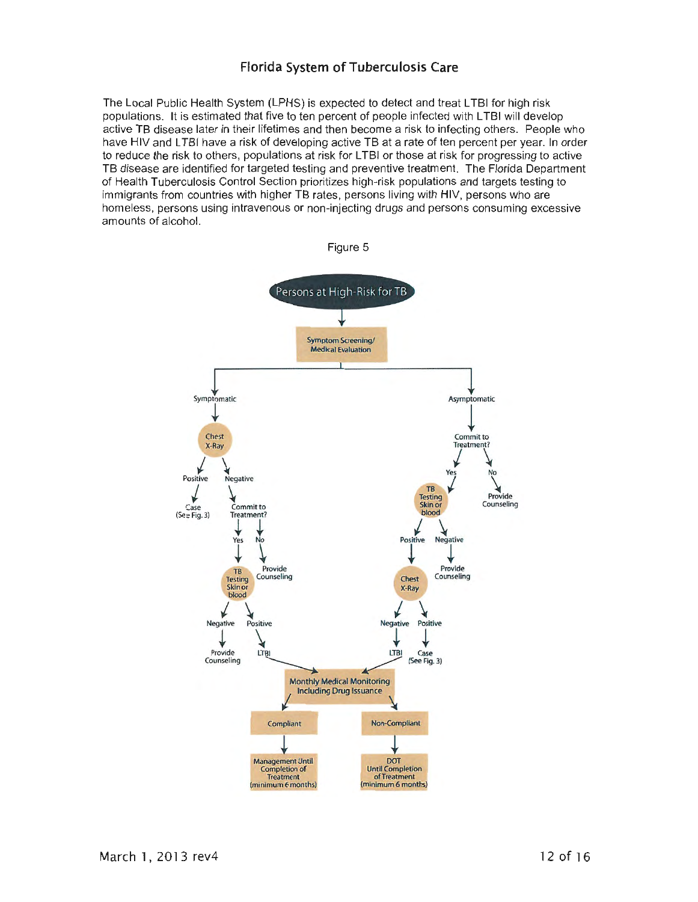## Florida System of Tuberculosis Care

The Local Public Health System (LPHS) is expected to detect and treat LTBI for high risk populations. It is estimated that five to ten percent of people infected with LTBI will develop active TB disease later in their lifetimes and then become a risk to infecting others. People who have HIV and LTBI have a risk of developing active TB at a rate of ten percent per year. In order to reduce the risk to others, populations at risk for LTBI or those at risk for progressing to active TB disease are identified for targeted testing and preventive treatment. The Florida Department of Health Tuberculosis Control Section prioritizes high-risk populations and targets testing to immigrants from countries with higher TB rates, persons living with HIV, persons who are homeless, persons using intravenous or non-injecting drugs and persons consuming excessive amounts of alcohol.

Figure 5

- Persons at High-Risk for TB
  - Symptom Screening/ Medical Evaluation
    - Symptomatic
      - Chest X-Ray
        - Positive → Case (See Fig. 3)
        - Negative → Commit to Treatment?
          - Yes → TB Testing Skin or blood
            - Negative → Provide Counseling
            - Positive → LTBI → Monthly Medical Monitoring Including Drug Issuance
          - No → Provide Counseling
    - Asymptomatic
      - Commit to Treatment?
        - Yes → TB Testing Skin or blood
          - Positive → Chest X-Ray
            - Negative → LTBI → Monthly Medical Monitoring Including Drug Issuance
            - Positive → Case (See Fig. 3)
          - Negative → Provide Counseling
        - No → Provide Counseling

- Monthly Medical Monitoring Including Drug Issuance
  - Compliant → Management Until Completion of Treatment (minimum 6 months)
  - Non-Compliant → DOT Until Completion of Treatment (minimum 6 months)

March 1, 2013 rev4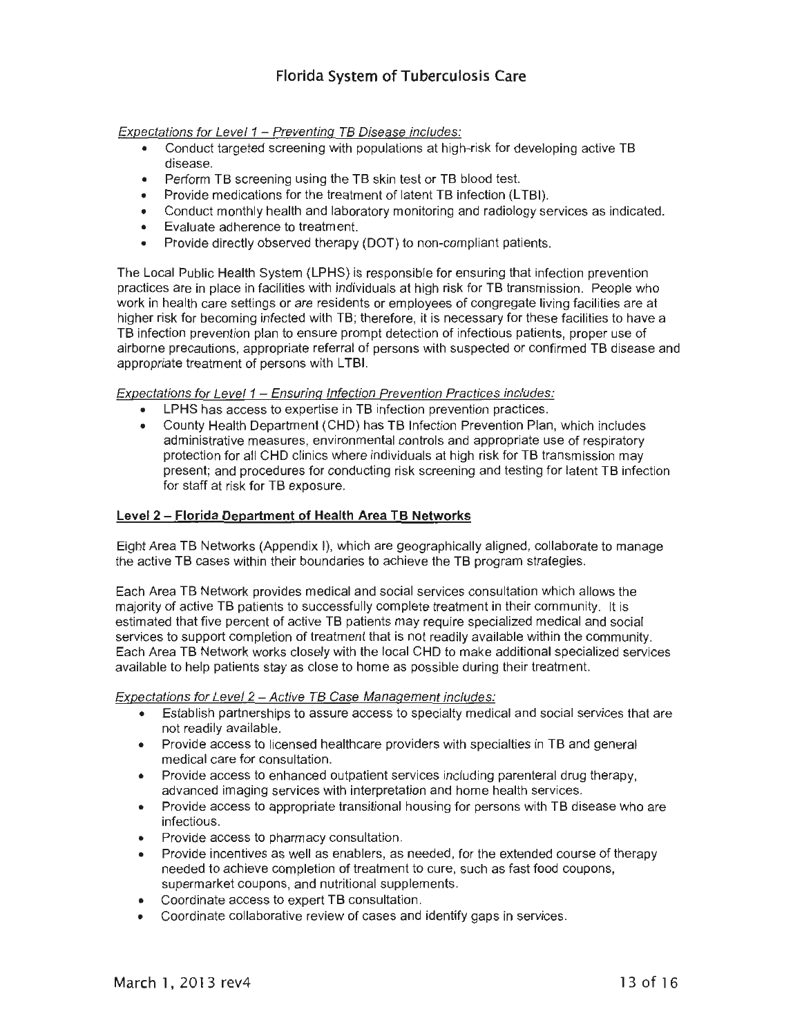*Expectations for Level 1 – Preventing TB Disease includes:*

- Conduct targeted screening with populations at high-risk for developing active TB disease.
- Perform TB screening using the TB skin test or TB blood test.
- Provide medications for the treatment of latent TB infection (LTBI).
- Conduct monthly health and laboratory monitoring and radiology services as indicated.
- Evaluate adherence to treatment.
- Provide directly observed therapy (DOT) to non-compliant patients.

The Local Public Health System (LPHS) is responsible for ensuring that infection prevention practices are in place in facilities with individuals at high risk for TB transmission. People who work in health care settings or are residents or employees of congregate living facilities are at higher risk for becoming infected with TB; therefore, it is necessary for these facilities to have a TB infection prevention plan to ensure prompt detection of infectious patients, proper use of airborne precautions, appropriate referral of persons with suspected or confirmed TB disease and appropriate treatment of persons with LTBI.

*Expectations for Level 1 – Ensuring Infection Prevention Practices includes:*

- LPHS has access to expertise in TB infection prevention practices.
- County Health Department (CHD) has TB Infection Prevention Plan, which includes administrative measures, environmental controls and appropriate use of respiratory protection for all CHD clinics where individuals at high risk for TB transmission may present; and procedures for conducting risk screening and testing for latent TB infection for staff at risk for TB exposure.

## Level 2 – Florida Department of Health Area TB Networks

Eight Area TB Networks (Appendix I), which are geographically aligned, collaborate to manage the active TB cases within their boundaries to achieve the TB program strategies.

Each Area TB Network provides medical and social services consultation which allows the majority of active TB patients to successfully complete treatment in their community. It is estimated that five percent of active TB patients may require specialized medical and social services to support completion of treatment that is not readily available within the community. Each Area TB Network works closely with the local CHD to make additional specialized services available to help patients stay as close to home as possible during their treatment.

*Expectations for Level 2 – Active TB Case Management includes:*

- Establish partnerships to assure access to specialty medical and social services that are not readily available.
- Provide access to licensed healthcare providers with specialties in TB and general medical care for consultation.
- Provide access to enhanced outpatient services including parenteral drug therapy, advanced imaging services with interpretation and home health services.
- Provide access to appropriate transitional housing for persons with TB disease who are infectious.
- Provide access to pharmacy consultation.
- Provide incentives as well as enablers, as needed, for the extended course of therapy needed to achieve completion of treatment to cure, such as fast food coupons, supermarket coupons, and nutritional supplements.
- Coordinate access to expert TB consultation.
- Coordinate collaborative review of cases and identify gaps in services.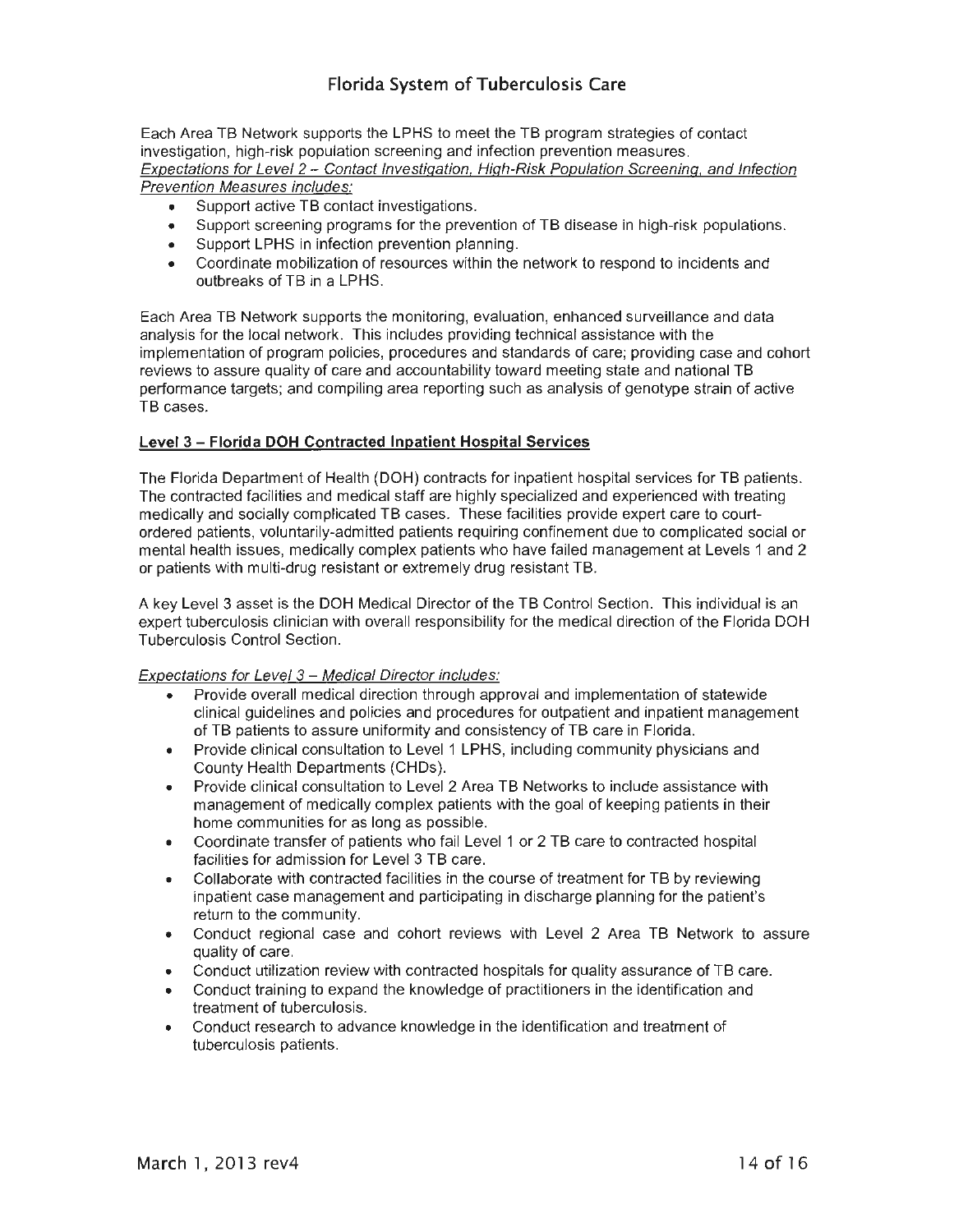Each Area TB Network supports the LPHS to meet the TB program strategies of contact investigation, high-risk population screening and infection prevention measures.

*Expectations for Level 2 – Contact Investigation, High-Risk Population Screening, and Infection Prevention Measures includes:*

- Support active TB contact investigations.
- Support screening programs for the prevention of TB disease in high-risk populations.
- Support LPHS in infection prevention planning.
- Coordinate mobilization of resources within the network to respond to incidents and outbreaks of TB in a LPHS.

Each Area TB Network supports the monitoring, evaluation, enhanced surveillance and data analysis for the local network. This includes providing technical assistance with the implementation of program policies, procedures and standards of care; providing case and cohort reviews to assure quality of care and accountability toward meeting state and national TB performance targets; and compiling area reporting such as analysis of genotype strain of active TB cases.

## Level 3 – Florida DOH Contracted Inpatient Hospital Services

The Florida Department of Health (DOH) contracts for inpatient hospital services for TB patients. The contracted facilities and medical staff are highly specialized and experienced with treating medically and socially complicated TB cases. These facilities provide expert care to court-ordered patients, voluntarily-admitted patients requiring confinement due to complicated social or mental health issues, medically complex patients who have failed management at Levels 1 and 2 or patients with multi-drug resistant or extremely drug resistant TB.

A key Level 3 asset is the DOH Medical Director of the TB Control Section. This individual is an expert tuberculosis clinician with overall responsibility for the medical direction of the Florida DOH Tuberculosis Control Section.

*Expectations for Level 3 – Medical Director includes:*

- Provide overall medical direction through approval and implementation of statewide clinical guidelines and policies and procedures for outpatient and inpatient management of TB patients to assure uniformity and consistency of TB care in Florida.
- Provide clinical consultation to Level 1 LPHS, including community physicians and County Health Departments (CHDs).
- Provide clinical consultation to Level 2 Area TB Networks to include assistance with management of medically complex patients with the goal of keeping patients in their home communities for as long as possible.
- Coordinate transfer of patients who fail Level 1 or 2 TB care to contracted hospital facilities for admission for Level 3 TB care.
- Collaborate with contracted facilities in the course of treatment for TB by reviewing inpatient case management and participating in discharge planning for the patient's return to the community.
- Conduct regional case and cohort reviews with Level 2 Area TB Network to assure quality of care.
- Conduct utilization review with contracted hospitals for quality assurance of TB care.
- Conduct training to expand the knowledge of practitioners in the identification and treatment of tuberculosis.
- Conduct research to advance knowledge in the identification and treatment of tuberculosis patients.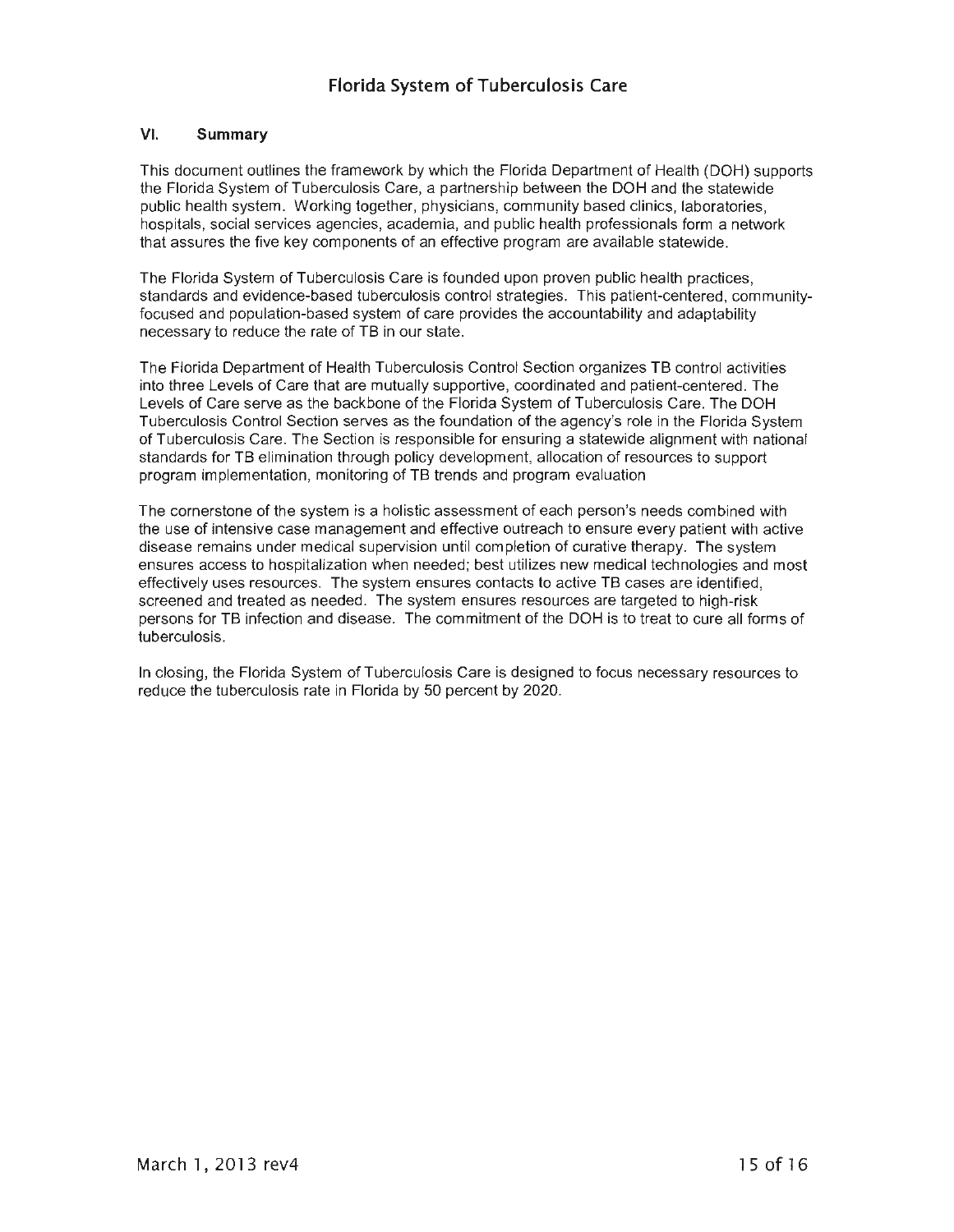## VI. Summary

This document outlines the framework by which the Florida Department of Health (DOH) supports the Florida System of Tuberculosis Care, a partnership between the DOH and the statewide public health system. Working together, physicians, community based clinics, laboratories, hospitals, social services agencies, academia, and public health professionals form a network that assures the five key components of an effective program are available statewide.

The Florida System of Tuberculosis Care is founded upon proven public health practices, standards and evidence-based tuberculosis control strategies. This patient-centered, community-focused and population-based system of care provides the accountability and adaptability necessary to reduce the rate of TB in our state.

The Florida Department of Health Tuberculosis Control Section organizes TB control activities into three Levels of Care that are mutually supportive, coordinated and patient-centered. The Levels of Care serve as the backbone of the Florida System of Tuberculosis Care. The DOH Tuberculosis Control Section serves as the foundation of the agency's role in the Florida System of Tuberculosis Care. The Section is responsible for ensuring a statewide alignment with national standards for TB elimination through policy development, allocation of resources to support program implementation, monitoring of TB trends and program evaluation

The cornerstone of the system is a holistic assessment of each person's needs combined with the use of intensive case management and effective outreach to ensure every patient with active disease remains under medical supervision until completion of curative therapy. The system ensures access to hospitalization when needed; best utilizes new medical technologies and most effectively uses resources. The system ensures contacts to active TB cases are identified, screened and treated as needed. The system ensures resources are targeted to high-risk persons for TB infection and disease. The commitment of the DOH is to treat to cure all forms of tuberculosis.

In closing, the Florida System of Tuberculosis Care is designed to focus necessary resources to reduce the tuberculosis rate in Florida by 50 percent by 2020.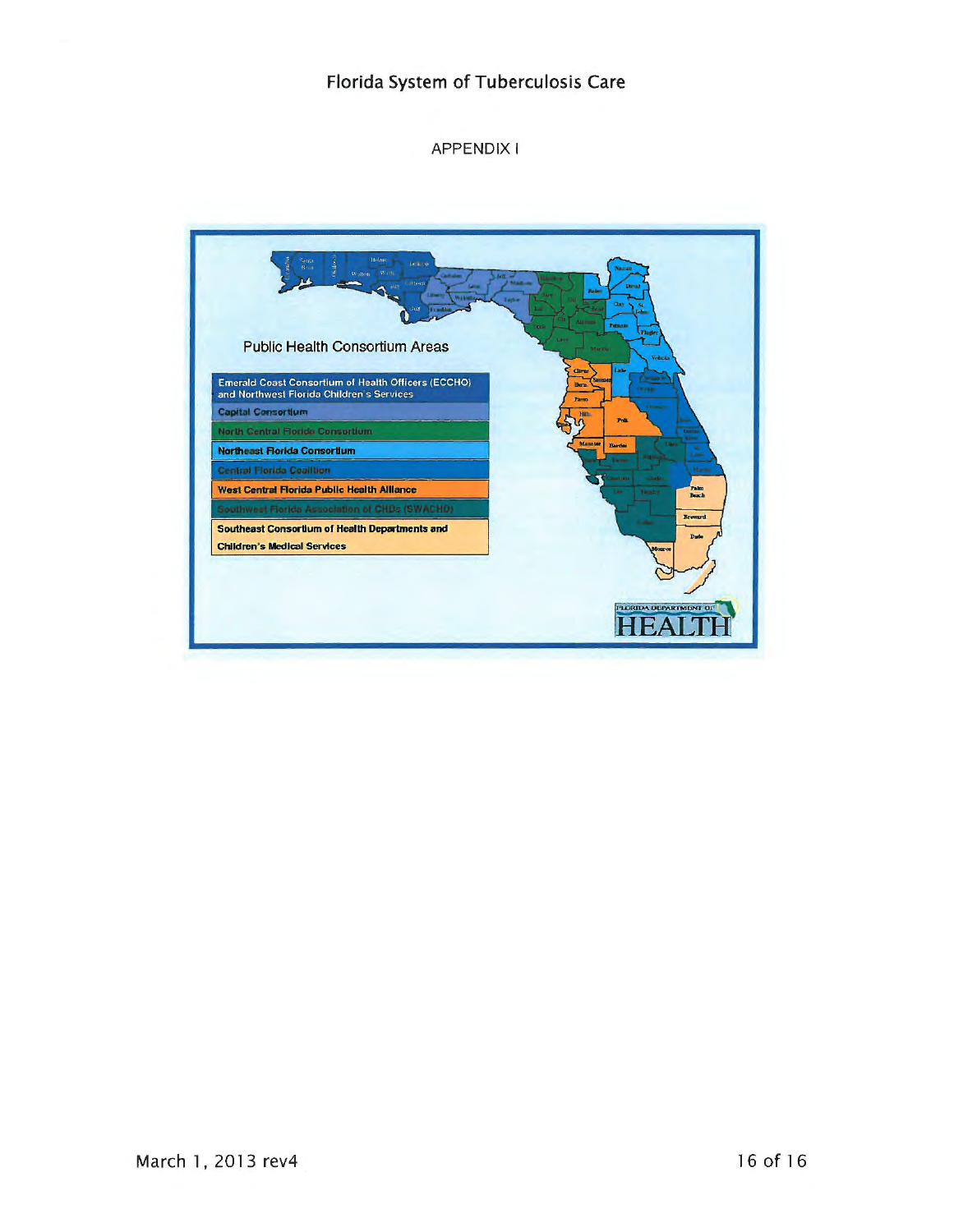# APPENDIX I

Public Health Consortium Areas

Emerald Coast Consortium of Health Officers (ECCHO) and Northwest Florida Children's Services

Capital Consortium

North Central Florida Consortium

Northeast Florida Consortium

Central Florida Coalition

West Central Florida Public Health Alliance

Southwest Florida Association of CHDs (SWACHD)

Southeast Consortium of Health Departments and Children's Medical Services

FLORIDA DEPARTMENT OF HEALTH